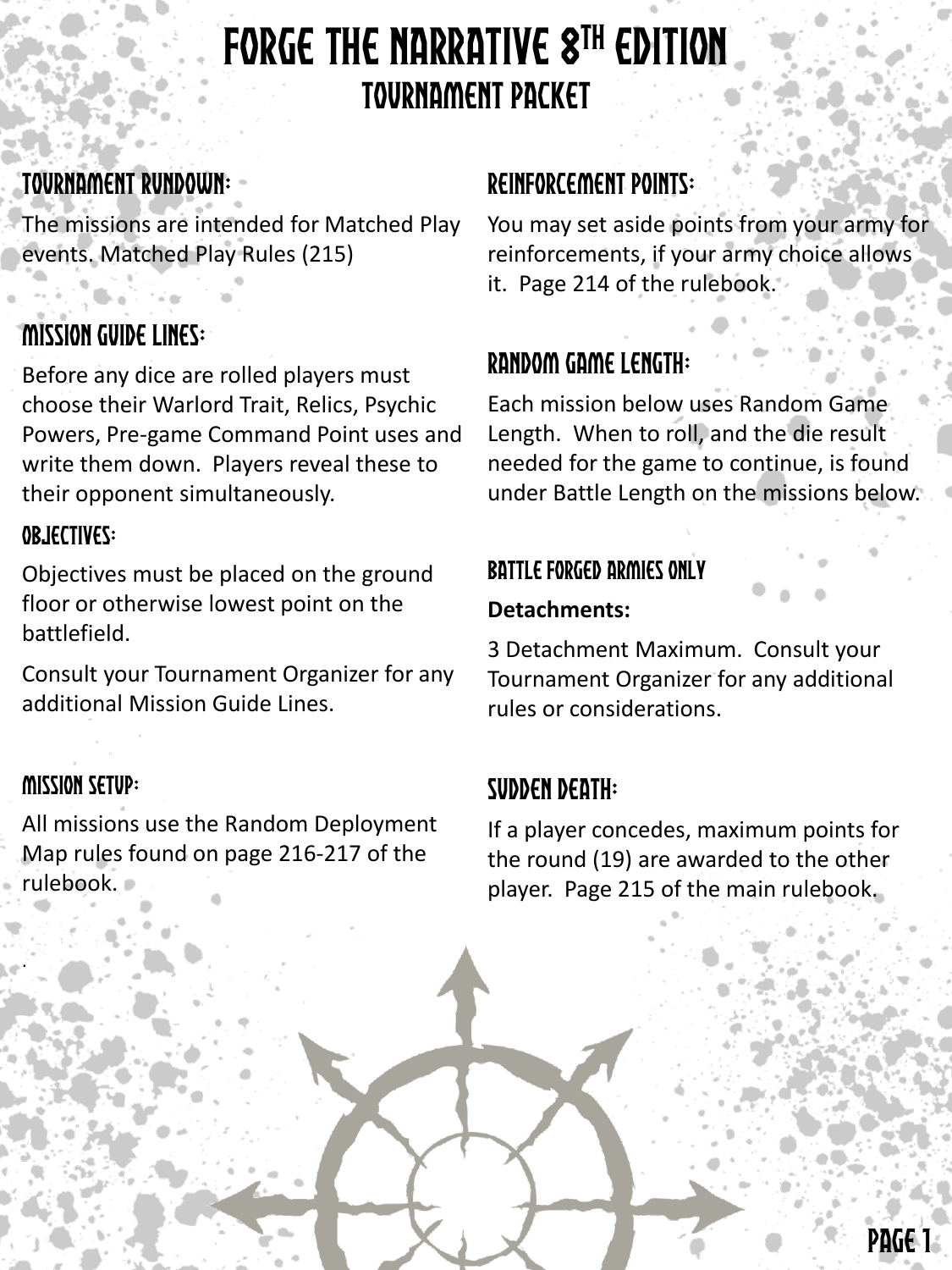# Forge the Narrative 8th Edition

## Tournament Packet

### Tournament Rundown:

The missions are intended for Matched Play events. Matched Play Rules (215)

### Mission Guide Lines:

Before any dice are rolled players must choose their Warlord Trait, Relics, Psychic Powers, Pre-game Command Point uses and write them down. Players reveal these to their opponent simultaneously.

#### Objectives:

Objectives must be placed on the ground floor or otherwise lowest point on the battlefield.

Consult your Tournament Organizer for any additional Mission Guide Lines.

#### Mission Setup:

All missions use the Random Deployment Map rules found on page 216-217 of the rulebook.

.

### Reinforcement Points:

You may set aside points from your army for reinforcements, if your army choice allows it. Page 214 of the rulebook.

### Random Game Length:

Each mission below uses Random Game Length. When to roll, and the die result needed for the game to continue, is found under Battle Length on the missions below.

#### Battle Forged Armies Only

**Detachments:**

3 Detachment Maximum. Consult your Tournament Organizer for any additional rules or considerations.

### Sudden Death:

If a player concedes, maximum points for the round (19) are awarded to the other player. Page 215 of the main rulebook.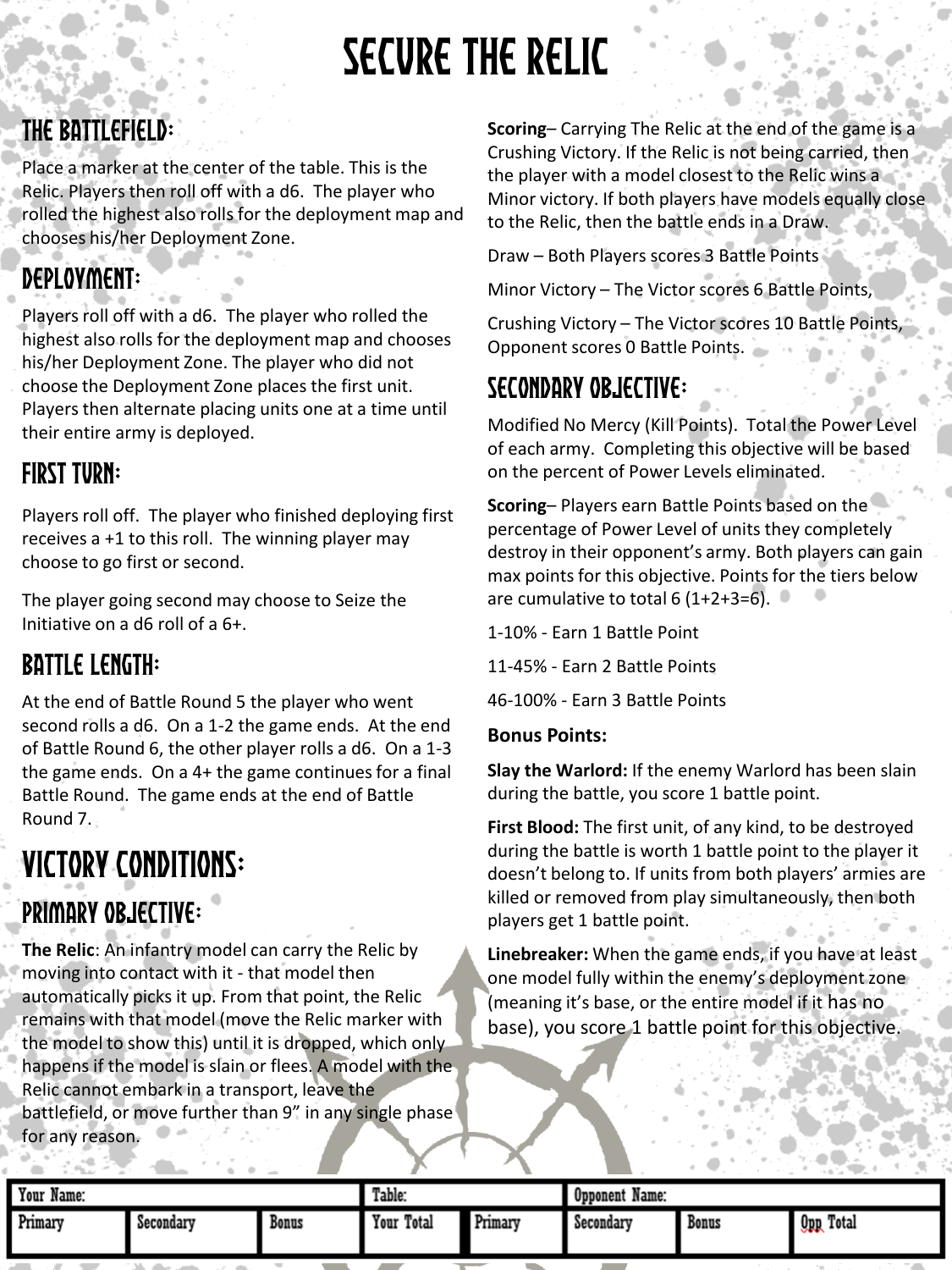# SECURE THE RELIC

## THE BATTLEFIELD:

Place a marker at the center of the table. This is the Relic. Players then roll off with a d6. The player who rolled the highest also rolls for the deployment map and chooses his/her Deployment Zone.

## DEPLOYMENT:

Players roll off with a d6. The player who rolled the highest also rolls for the deployment map and chooses his/her Deployment Zone. The player who did not choose the Deployment Zone places the first unit. Players then alternate placing units one at a time until their entire army is deployed.

## FIRST TURN:

Players roll off. The player who finished deploying first receives a +1 to this roll. The winning player may choose to go first or second.

The player going second may choose to Seize the Initiative on a d6 roll of a 6+.

## BATTLE LENGTH:

At the end of Battle Round 5 the player who went second rolls a d6. On a 1-2 the game ends. At the end of Battle Round 6, the other player rolls a d6. On a 1-3 the game ends. On a 4+ the game continues for a final Battle Round. The game ends at the end of Battle Round 7.

# VICTORY CONDITIONS:

## PRIMARY OBJECTIVE:

**The Relic**: An infantry model can carry the Relic by moving into contact with it - that model then automatically picks it up. From that point, the Relic remains with that model (move the Relic marker with the model to show this) until it is dropped, which only happens if the model is slain or flees. A model with the Relic cannot embark in a transport, leave the battlefield, or move further than 9" in any single phase for any reason.

**Scoring**– Carrying The Relic at the end of the game is a Crushing Victory. If the Relic is not being carried, then the player with a model closest to the Relic wins a Minor victory. If both players have models equally close to the Relic, then the battle ends in a Draw.

Draw – Both Players scores 3 Battle Points

Minor Victory – The Victor scores 6 Battle Points,

Crushing Victory – The Victor scores 10 Battle Points, Opponent scores 0 Battle Points.

## SECONDARY OBJECTIVE:

Modified No Mercy (Kill Points). Total the Power Level of each army. Completing this objective will be based on the percent of Power Levels eliminated.

**Scoring**– Players earn Battle Points based on the percentage of Power Level of units they completely destroy in their opponent's army. Both players can gain max points for this objective. Points for the tiers below are cumulative to total 6 (1+2+3=6).

1-10% - Earn 1 Battle Point

11-45% - Earn 2 Battle Points

46-100% - Earn 3 Battle Points

**Bonus Points:**

**Slay the Warlord:** If the enemy Warlord has been slain during the battle, you score 1 battle point.

**First Blood:** The first unit, of any kind, to be destroyed during the battle is worth 1 battle point to the player it doesn't belong to. If units from both players' armies are killed or removed from play simultaneously, then both players get 1 battle point.

**Linebreaker:** When the game ends, if you have at least one model fully within the enemy's deployment zone (meaning it's base, or the entire model if it has no base), you score 1 battle point for this objective.

| Your Name: | | | Table: | Opponent Name: | | | |
|---|---|---|---|---|---|---|---|
| Primary | Secondary | Bonus | Your Total | Primary | Secondary | Bonus | Opp Total |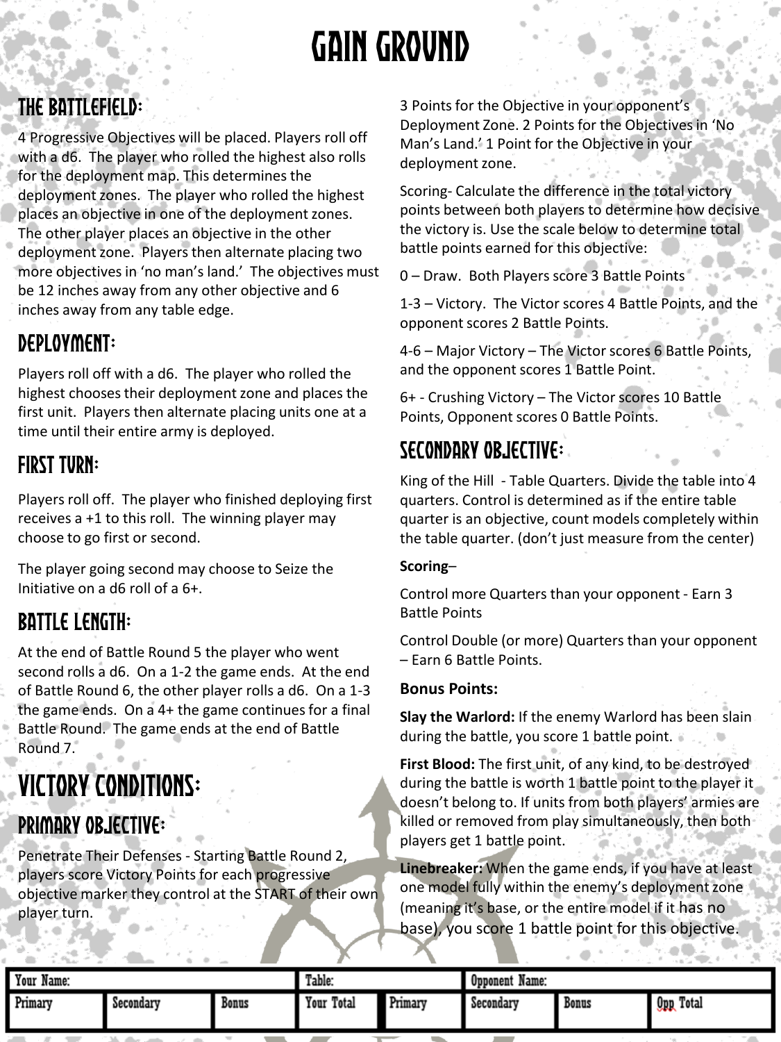# GAIN GROUND

## THE BATTLEFIELD:

4 Progressive Objectives will be placed. Players roll off with a d6. The player who rolled the highest also rolls for the deployment map. This determines the deployment zones. The player who rolled the highest places an objective in one of the deployment zones. The other player places an objective in the other deployment zone. Players then alternate placing two more objectives in 'no man's land.' The objectives must be 12 inches away from any other objective and 6 inches away from any table edge.

## DEPLOYMENT:

Players roll off with a d6. The player who rolled the highest chooses their deployment zone and places the first unit. Players then alternate placing units one at a time until their entire army is deployed.

## FIRST TURN:

Players roll off. The player who finished deploying first receives a +1 to this roll. The winning player may choose to go first or second.

The player going second may choose to Seize the Initiative on a d6 roll of a 6+.

## BATTLE LENGTH:

At the end of Battle Round 5 the player who went second rolls a d6. On a 1-2 the game ends. At the end of Battle Round 6, the other player rolls a d6. On a 1-3 the game ends. On a 4+ the game continues for a final Battle Round. The game ends at the end of Battle Round 7.

# VICTORY CONDITIONS:

## PRIMARY OBJECTIVE:

Penetrate Their Defenses - Starting Battle Round 2, players score Victory Points for each progressive objective marker they control at the START of their own player turn.

3 Points for the Objective in your opponent's Deployment Zone. 2 Points for the Objectives in 'No Man's Land.' 1 Point for the Objective in your deployment zone.

Scoring- Calculate the difference in the total victory points between both players to determine how decisive the victory is. Use the scale below to determine total battle points earned for this objective:

0 – Draw. Both Players score 3 Battle Points

1-3 – Victory. The Victor scores 4 Battle Points, and the opponent scores 2 Battle Points.

4-6 – Major Victory – The Victor scores 6 Battle Points, and the opponent scores 1 Battle Point.

6+ - Crushing Victory – The Victor scores 10 Battle Points, Opponent scores 0 Battle Points.

## SECONDARY OBJECTIVE:

King of the Hill - Table Quarters. Divide the table into 4 quarters. Control is determined as if the entire table quarter is an objective, count models completely within the table quarter. (don't just measure from the center)

**Scoring**–

Control more Quarters than your opponent - Earn 3 Battle Points

Control Double (or more) Quarters than your opponent – Earn 6 Battle Points.

**Bonus Points:**

**Slay the Warlord:** If the enemy Warlord has been slain during the battle, you score 1 battle point.

**First Blood:** The first unit, of any kind, to be destroyed during the battle is worth 1 battle point to the player it doesn't belong to. If units from both players' armies are killed or removed from play simultaneously, then both players get 1 battle point.

**Linebreaker:** When the game ends, if you have at least one model fully within the enemy's deployment zone (meaning it's base, or the entire model if it has no base), you score 1 battle point for this objective.

| Your Name: | | | Table: | | Opponent Name: | | |
|---|---|---|---|---|---|---|---|
| Primary | Secondary | Bonus | Your Total | Primary | Secondary | Bonus | Opp Total |
| | | | | | | | |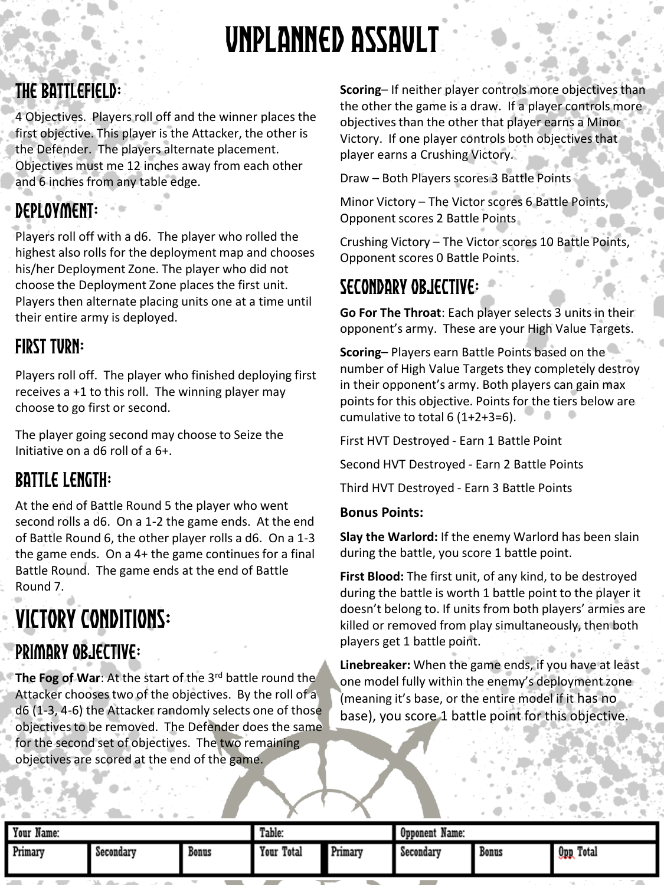# UNPLANNED ASSAULT

## THE BATTLEFIELD:

4 Objectives. Players roll off and the winner places the first objective. This player is the Attacker, the other is the Defender. The players alternate placement. Objectives must me 12 inches away from each other and 6 inches from any table edge.

## DEPLOYMENT:

Players roll off with a d6. The player who rolled the highest also rolls for the deployment map and chooses his/her Deployment Zone. The player who did not choose the Deployment Zone places the first unit. Players then alternate placing units one at a time until their entire army is deployed.

## FIRST TURN:

Players roll off. The player who finished deploying first receives a +1 to this roll. The winning player may choose to go first or second.

The player going second may choose to Seize the Initiative on a d6 roll of a 6+.

## BATTLE LENGTH:

At the end of Battle Round 5 the player who went second rolls a d6. On a 1-2 the game ends. At the end of Battle Round 6, the other player rolls a d6. On a 1-3 the game ends. On a 4+ the game continues for a final Battle Round. The game ends at the end of Battle Round 7.

# VICTORY CONDITIONS:

## PRIMARY OBJECTIVE:

**The Fog of War**: At the start of the 3rd battle round the Attacker chooses two of the objectives. By the roll of a d6 (1-3, 4-6) the Attacker randomly selects one of those objectives to be removed. The Defender does the same for the second set of objectives. The two remaining objectives are scored at the end of the game.

**Scoring**– If neither player controls more objectives than the other the game is a draw. If a player controls more objectives than the other that player earns a Minor Victory. If one player controls both objectives that player earns a Crushing Victory.

Draw – Both Players scores 3 Battle Points

Minor Victory – The Victor scores 6 Battle Points, Opponent scores 2 Battle Points

Crushing Victory – The Victor scores 10 Battle Points, Opponent scores 0 Battle Points.

## SECONDARY OBJECTIVE:

**Go For The Throat**: Each player selects 3 units in their opponent's army. These are your High Value Targets.

**Scoring**– Players earn Battle Points based on the number of High Value Targets they completely destroy in their opponent's army. Both players can gain max points for this objective. Points for the tiers below are cumulative to total 6 (1+2+3=6).

First HVT Destroyed - Earn 1 Battle Point

Second HVT Destroyed - Earn 2 Battle Points

Third HVT Destroyed - Earn 3 Battle Points

**Bonus Points:**

**Slay the Warlord:** If the enemy Warlord has been slain during the battle, you score 1 battle point.

**First Blood:** The first unit, of any kind, to be destroyed during the battle is worth 1 battle point to the player it doesn't belong to. If units from both players' armies are killed or removed from play simultaneously, then both players get 1 battle point.

**Linebreaker:** When the game ends, if you have at least one model fully within the enemy's deployment zone (meaning it's base, or the entire model if it has no base), you score 1 battle point for this objective.

| Your Name: | | | Table: | | Opponent Name: | | |
|---|---|---|---|---|---|---|---|
| Primary | Secondary | Bonus | Your Total | Primary | Secondary | Bonus | Opp Total |
| | | | | | | | |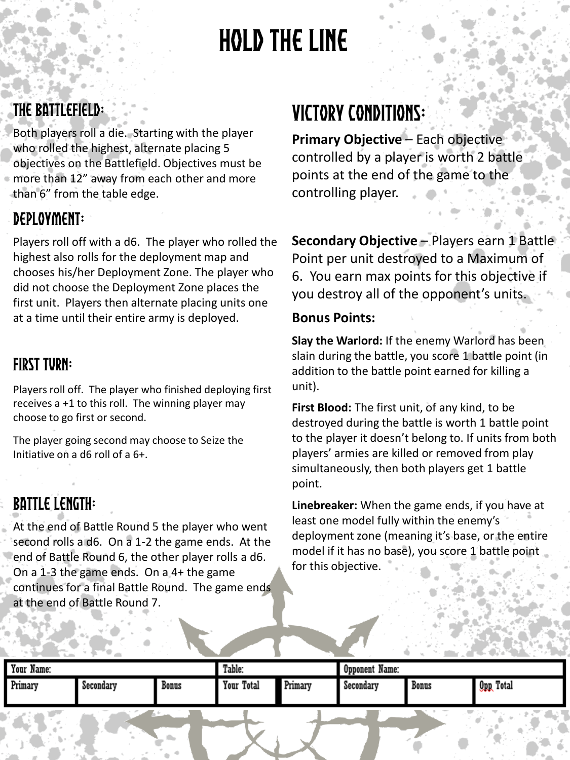# HOLD THE LINE

## THE BATTLEFIELD:

Both players roll a die. Starting with the player who rolled the highest, alternate placing 5 objectives on the Battlefield. Objectives must be more than 12" away from each other and more than 6" from the table edge.

## DEPLOYMENT:

Players roll off with a d6. The player who rolled the highest also rolls for the deployment map and chooses his/her Deployment Zone. The player who did not choose the Deployment Zone places the first unit. Players then alternate placing units one at a time until their entire army is deployed.

## FIRST TURN:

Players roll off. The player who finished deploying first receives a +1 to this roll. The winning player may choose to go first or second.

The player going second may choose to Seize the Initiative on a d6 roll of a 6+.

## BATTLE LENGTH:

At the end of Battle Round 5 the player who went second rolls a d6. On a 1-2 the game ends. At the end of Battle Round 6, the other player rolls a d6. On a 1-3 the game ends. On a 4+ the game continues for a final Battle Round. The game ends at the end of Battle Round 7.

## VICTORY CONDITIONS:

**Primary Objective** – Each objective controlled by a player is worth 2 battle points at the end of the game to the controlling player.

**Secondary Objective** – Players earn 1 Battle Point per unit destroyed to a Maximum of 6. You earn max points for this objective if you destroy all of the opponent's units.

**Bonus Points:**

**Slay the Warlord:** If the enemy Warlord has been slain during the battle, you score 1 battle point (in addition to the battle point earned for killing a unit).

**First Blood:** The first unit, of any kind, to be destroyed during the battle is worth 1 battle point to the player it doesn't belong to. If units from both players' armies are killed or removed from play simultaneously, then both players get 1 battle point.

**Linebreaker:** When the game ends, if you have at least one model fully within the enemy's deployment zone (meaning it's base, or the entire model if it has no base), you score 1 battle point for this objective.

| Your Name: | | | Table: | | Opponent Name: | | |
|---|---|---|---|---|---|---|---|
| Primary | Secondary | Bonus | Your Total | Primary | Secondary | Bonus | Opp Total |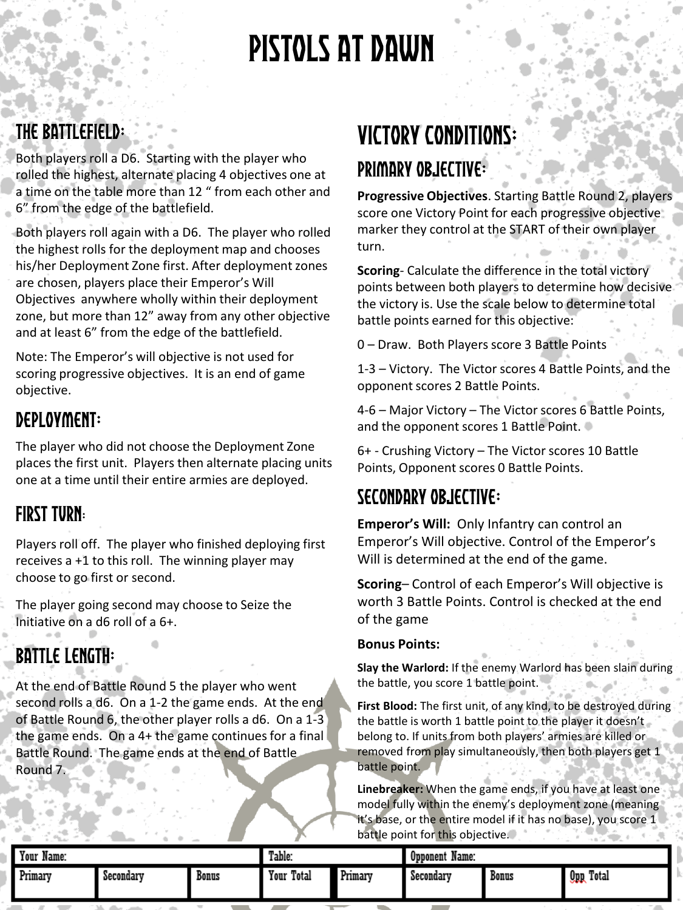# PISTOLS AT DAWN

## THE BATTLEFIELD:

Both players roll a D6. Starting with the player who rolled the highest, alternate placing 4 objectives one at a time on the table more than 12 " from each other and 6" from the edge of the battlefield.

Both players roll again with a D6. The player who rolled the highest rolls for the deployment map and chooses his/her Deployment Zone first. After deployment zones are chosen, players place their Emperor's Will Objectives anywhere wholly within their deployment zone, but more than 12" away from any other objective and at least 6" from the edge of the battlefield.

Note: The Emperor's will objective is not used for scoring progressive objectives. It is an end of game objective.

## DEPLOYMENT:

The player who did not choose the Deployment Zone places the first unit. Players then alternate placing units one at a time until their entire armies are deployed.

## FIRST TURN:

Players roll off. The player who finished deploying first receives a +1 to this roll. The winning player may choose to go first or second.

The player going second may choose to Seize the Initiative on a d6 roll of a 6+.

## BATTLE LENGTH:

At the end of Battle Round 5 the player who went second rolls a d6. On a 1-2 the game ends. At the end of Battle Round 6, the other player rolls a d6. On a 1-3 the game ends. On a 4+ the game continues for a final Battle Round. The game ends at the end of Battle Round 7.

## VICTORY CONDITIONS:

### PRIMARY OBJECTIVE:

**Progressive Objectives**. Starting Battle Round 2, players score one Victory Point for each progressive objective marker they control at the START of their own player turn.

**Scoring**- Calculate the difference in the total victory points between both players to determine how decisive the victory is. Use the scale below to determine total battle points earned for this objective:

0 – Draw. Both Players score 3 Battle Points

1-3 – Victory. The Victor scores 4 Battle Points, and the opponent scores 2 Battle Points.

4-6 – Major Victory – The Victor scores 6 Battle Points, and the opponent scores 1 Battle Point.

6+ - Crushing Victory – The Victor scores 10 Battle Points, Opponent scores 0 Battle Points.

### SECONDARY OBJECTIVE:

**Emperor's Will:** Only Infantry can control an Emperor's Will objective. Control of the Emperor's Will is determined at the end of the game.

**Scoring**– Control of each Emperor's Will objective is worth 3 Battle Points. Control is checked at the end of the game

**Bonus Points:**

**Slay the Warlord:** If the enemy Warlord has been slain during the battle, you score 1 battle point.

**First Blood:** The first unit, of any kind, to be destroyed during the battle is worth 1 battle point to the player it doesn't belong to. If units from both players' armies are killed or removed from play simultaneously, then both players get 1 battle point.

**Linebreaker:** When the game ends, if you have at least one model fully within the enemy's deployment zone (meaning it's base, or the entire model if it has no base), you score 1 battle point for this objective.

| Your Name: | | | Table: | | Opponent Name: | | |
|---|---|---|---|---|---|---|---|
| Primary | Secondary | Bonus | Your Total | Primary | Secondary | Bonus | Opp Total |
| | | | | | | | |